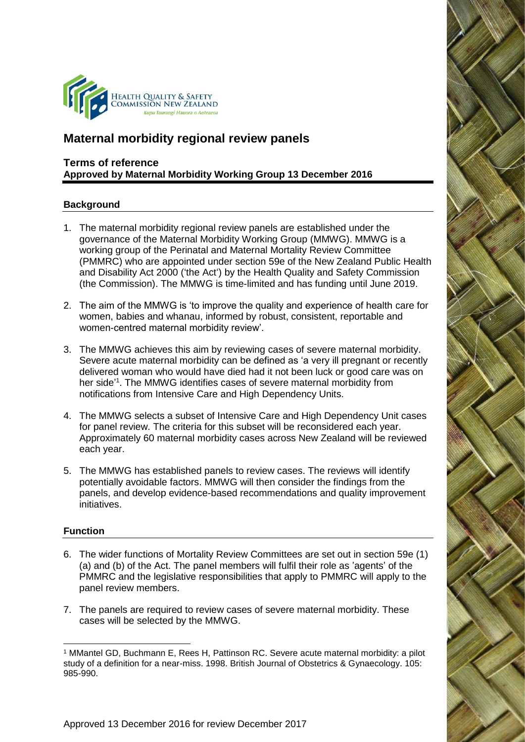HEALTH QUALITY & SAFETY COMMISSION NEW ZEALAND
*Kupu Taurangi Hauora o Aotearoa*

# Maternal morbidity regional review panels

## Terms of reference
**Approved by Maternal Morbidity Working Group 13 December 2016**

### Background

1. The maternal morbidity regional review panels are established under the governance of the Maternal Morbidity Working Group (MMWG). MMWG is a working group of the Perinatal and Maternal Mortality Review Committee (PMMRC) who are appointed under section 59e of the New Zealand Public Health and Disability Act 2000 ('the Act') by the Health Quality and Safety Commission (the Commission). The MMWG is time-limited and has funding until June 2019.

2. The aim of the MMWG is 'to improve the quality and experience of health care for women, babies and whanau, informed by robust, consistent, reportable and women-centred maternal morbidity review'.

3. The MMWG achieves this aim by reviewing cases of severe maternal morbidity. Severe acute maternal morbidity can be defined as 'a very ill pregnant or recently delivered woman who would have died had it not been luck or good care was on her side'[1]. The MMWG identifies cases of severe maternal morbidity from notifications from Intensive Care and High Dependency Units.

4. The MMWG selects a subset of Intensive Care and High Dependency Unit cases for panel review. The criteria for this subset will be reconsidered each year. Approximately 60 maternal morbidity cases across New Zealand will be reviewed each year.

5. The MMWG has established panels to review cases. The reviews will identify potentially avoidable factors. MMWG will then consider the findings from the panels, and develop evidence-based recommendations and quality improvement initiatives.

### Function

6. The wider functions of Mortality Review Committees are set out in section 59e (1) (a) and (b) of the Act. The panel members will fulfil their role as 'agents' of the PMMRC and the legislative responsibilities that apply to PMMRC will apply to the panel review members.

7. The panels are required to review cases of severe maternal morbidity. These cases will be selected by the MMWG.

---

[1] MMantel GD, Buchmann E, Rees H, Pattinson RC. Severe acute maternal morbidity: a pilot study of a definition for a near-miss. 1998. British Journal of Obstetrics & Gynaecology. 105: 985-990.

Approved 13 December 2016 for review December 2017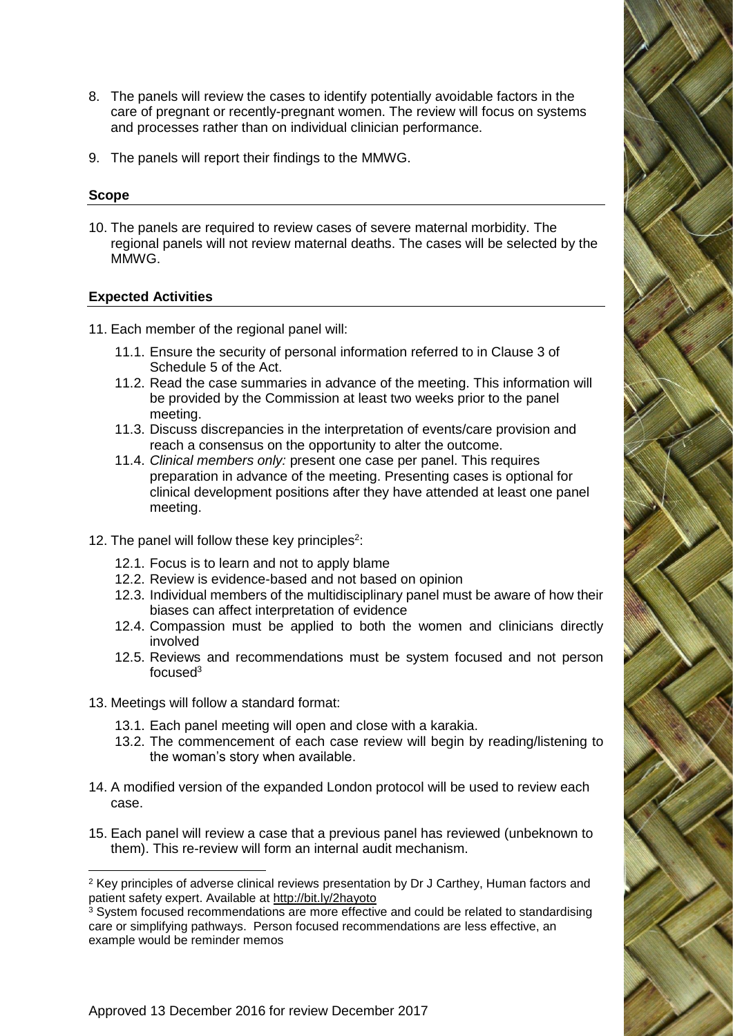8. The panels will review the cases to identify potentially avoidable factors in the care of pregnant or recently-pregnant women. The review will focus on systems and processes rather than on individual clinician performance.

9. The panels will report their findings to the MMWG.

### Scope

10. The panels are required to review cases of severe maternal morbidity. The regional panels will not review maternal deaths. The cases will be selected by the MMWG.

### Expected Activities

11. Each member of the regional panel will:
    - 11.1. Ensure the security of personal information referred to in Clause 3 of Schedule 5 of the Act.
    - 11.2. Read the case summaries in advance of the meeting. This information will be provided by the Commission at least two weeks prior to the panel meeting.
    - 11.3. Discuss discrepancies in the interpretation of events/care provision and reach a consensus on the opportunity to alter the outcome.
    - 11.4. *Clinical members only:* present one case per panel. This requires preparation in advance of the meeting. Presenting cases is optional for clinical development positions after they have attended at least one panel meeting.

12. The panel will follow these key principles[2]:
    - 12.1. Focus is to learn and not to apply blame
    - 12.2. Review is evidence-based and not based on opinion
    - 12.3. Individual members of the multidisciplinary panel must be aware of how their biases can affect interpretation of evidence
    - 12.4. Compassion must be applied to both the women and clinicians directly involved
    - 12.5. Reviews and recommendations must be system focused and not person focused[3]

13. Meetings will follow a standard format:
    - 13.1. Each panel meeting will open and close with a karakia.
    - 13.2. The commencement of each case review will begin by reading/listening to the woman's story when available.

14. A modified version of the expanded London protocol will be used to review each case.

15. Each panel will review a case that a previous panel has reviewed (unbeknown to them). This re-review will form an internal audit mechanism.

---

[2] Key principles of adverse clinical reviews presentation by Dr J Carthey, Human factors and patient safety expert. Available at http://bit.ly/2hayoto

[3] System focused recommendations are more effective and could be related to standardising care or simplifying pathways. Person focused recommendations are less effective, an example would be reminder memos

Approved 13 December 2016 for review December 2017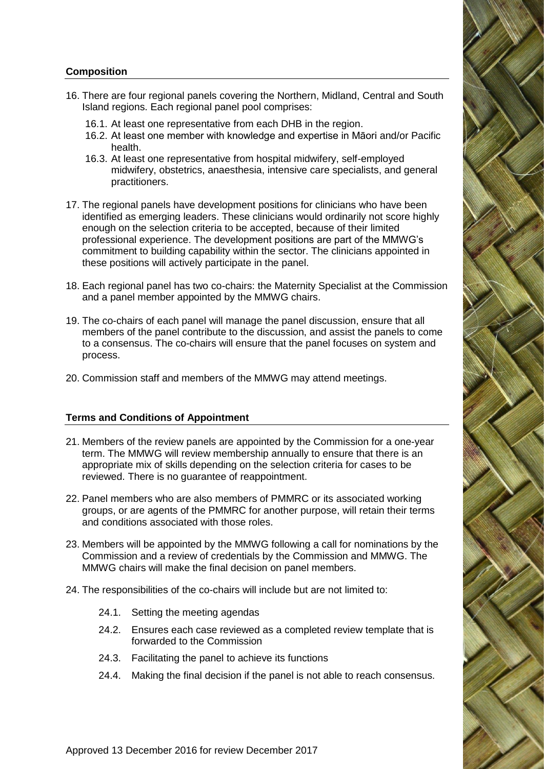### Composition

16. There are four regional panels covering the Northern, Midland, Central and South Island regions. Each regional panel pool comprises:
    16.1. At least one representative from each DHB in the region.
    16.2. At least one member with knowledge and expertise in Māori and/or Pacific health.
    16.3. At least one representative from hospital midwifery, self-employed midwifery, obstetrics, anaesthesia, intensive care specialists, and general practitioners.
17. The regional panels have development positions for clinicians who have been identified as emerging leaders. These clinicians would ordinarily not score highly enough on the selection criteria to be accepted, because of their limited professional experience. The development positions are part of the MMWG's commitment to building capability within the sector. The clinicians appointed in these positions will actively participate in the panel.
18. Each regional panel has two co-chairs: the Maternity Specialist at the Commission and a panel member appointed by the MMWG chairs.
19. The co-chairs of each panel will manage the panel discussion, ensure that all members of the panel contribute to the discussion, and assist the panels to come to a consensus. The co-chairs will ensure that the panel focuses on system and process.
20. Commission staff and members of the MMWG may attend meetings.

### Terms and Conditions of Appointment

21. Members of the review panels are appointed by the Commission for a one-year term. The MMWG will review membership annually to ensure that there is an appropriate mix of skills depending on the selection criteria for cases to be reviewed. There is no guarantee of reappointment.
22. Panel members who are also members of PMMRC or its associated working groups, or are agents of the PMMRC for another purpose, will retain their terms and conditions associated with those roles.
23. Members will be appointed by the MMWG following a call for nominations by the Commission and a review of credentials by the Commission and MMWG. The MMWG chairs will make the final decision on panel members.
24. The responsibilities of the co-chairs will include but are not limited to:
    24.1. Setting the meeting agendas
    24.2. Ensures each case reviewed as a completed review template that is forwarded to the Commission
    24.3. Facilitating the panel to achieve its functions
    24.4. Making the final decision if the panel is not able to reach consensus.

Approved 13 December 2016 for review December 2017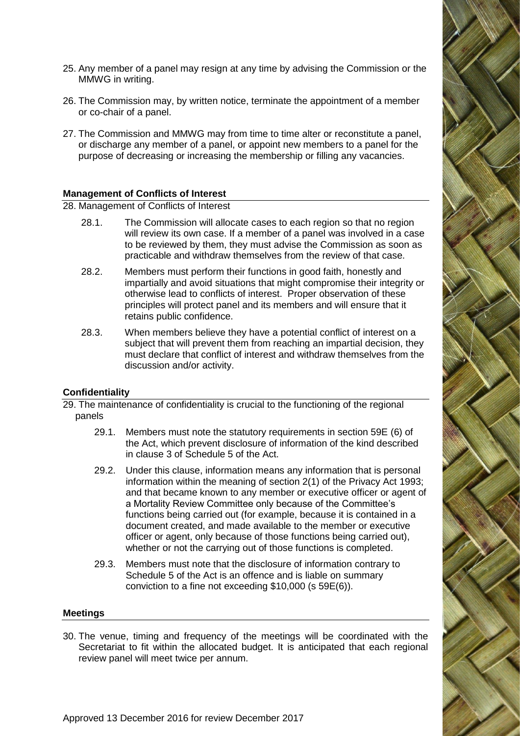25. Any member of a panel may resign at any time by advising the Commission or the MMWG in writing.

26. The Commission may, by written notice, terminate the appointment of a member or co-chair of a panel.

27. The Commission and MMWG may from time to time alter or reconstitute a panel, or discharge any member of a panel, or appoint new members to a panel for the purpose of decreasing or increasing the membership or filling any vacancies.

## Management of Conflicts of Interest

28. Management of Conflicts of Interest

    28.1. The Commission will allocate cases to each region so that no region will review its own case. If a member of a panel was involved in a case to be reviewed by them, they must advise the Commission as soon as practicable and withdraw themselves from the review of that case.

    28.2. Members must perform their functions in good faith, honestly and impartially and avoid situations that might compromise their integrity or otherwise lead to conflicts of interest. Proper observation of these principles will protect panel and its members and will ensure that it retains public confidence.

    28.3. When members believe they have a potential conflict of interest on a subject that will prevent them from reaching an impartial decision, they must declare that conflict of interest and withdraw themselves from the discussion and/or activity.

## Confidentiality

29. The maintenance of confidentiality is crucial to the functioning of the regional panels

    29.1. Members must note the statutory requirements in section 59E (6) of the Act, which prevent disclosure of information of the kind described in clause 3 of Schedule 5 of the Act.

    29.2. Under this clause, information means any information that is personal information within the meaning of section 2(1) of the Privacy Act 1993; and that became known to any member or executive officer or agent of a Mortality Review Committee only because of the Committee's functions being carried out (for example, because it is contained in a document created, and made available to the member or executive officer or agent, only because of those functions being carried out), whether or not the carrying out of those functions is completed.

    29.3. Members must note that the disclosure of information contrary to Schedule 5 of the Act is an offence and is liable on summary conviction to a fine not exceeding $10,000 (s 59E(6)).

## Meetings

30. The venue, timing and frequency of the meetings will be coordinated with the Secretariat to fit within the allocated budget. It is anticipated that each regional review panel will meet twice per annum.

Approved 13 December 2016 for review December 2017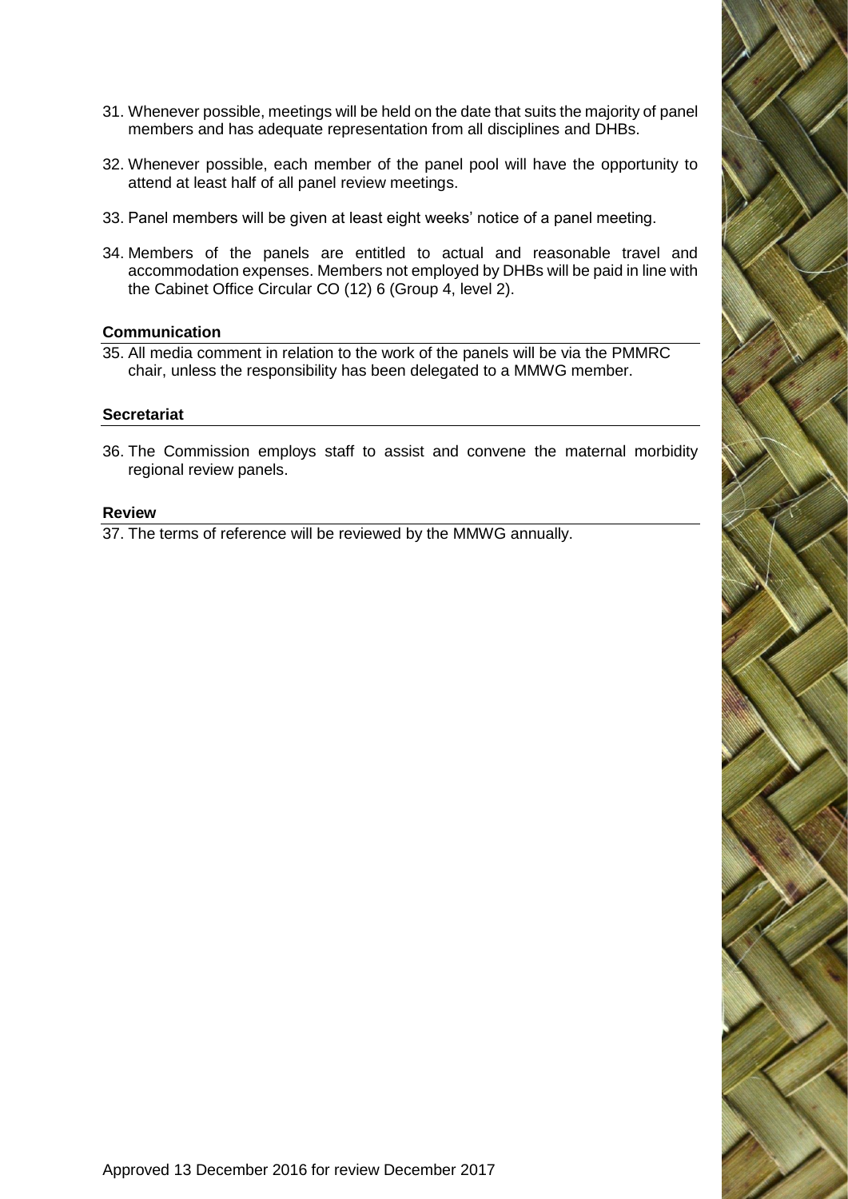31. Whenever possible, meetings will be held on the date that suits the majority of panel members and has adequate representation from all disciplines and DHBs.

32. Whenever possible, each member of the panel pool will have the opportunity to attend at least half of all panel review meetings.

33. Panel members will be given at least eight weeks' notice of a panel meeting.

34. Members of the panels are entitled to actual and reasonable travel and accommodation expenses. Members not employed by DHBs will be paid in line with the Cabinet Office Circular CO (12) 6 (Group 4, level 2).

### Communication

35. All media comment in relation to the work of the panels will be via the PMMRC chair, unless the responsibility has been delegated to a MMWG member.

### Secretariat

36. The Commission employs staff to assist and convene the maternal morbidity regional review panels.

### Review

37. The terms of reference will be reviewed by the MMWG annually.

Approved 13 December 2016 for review December 2017